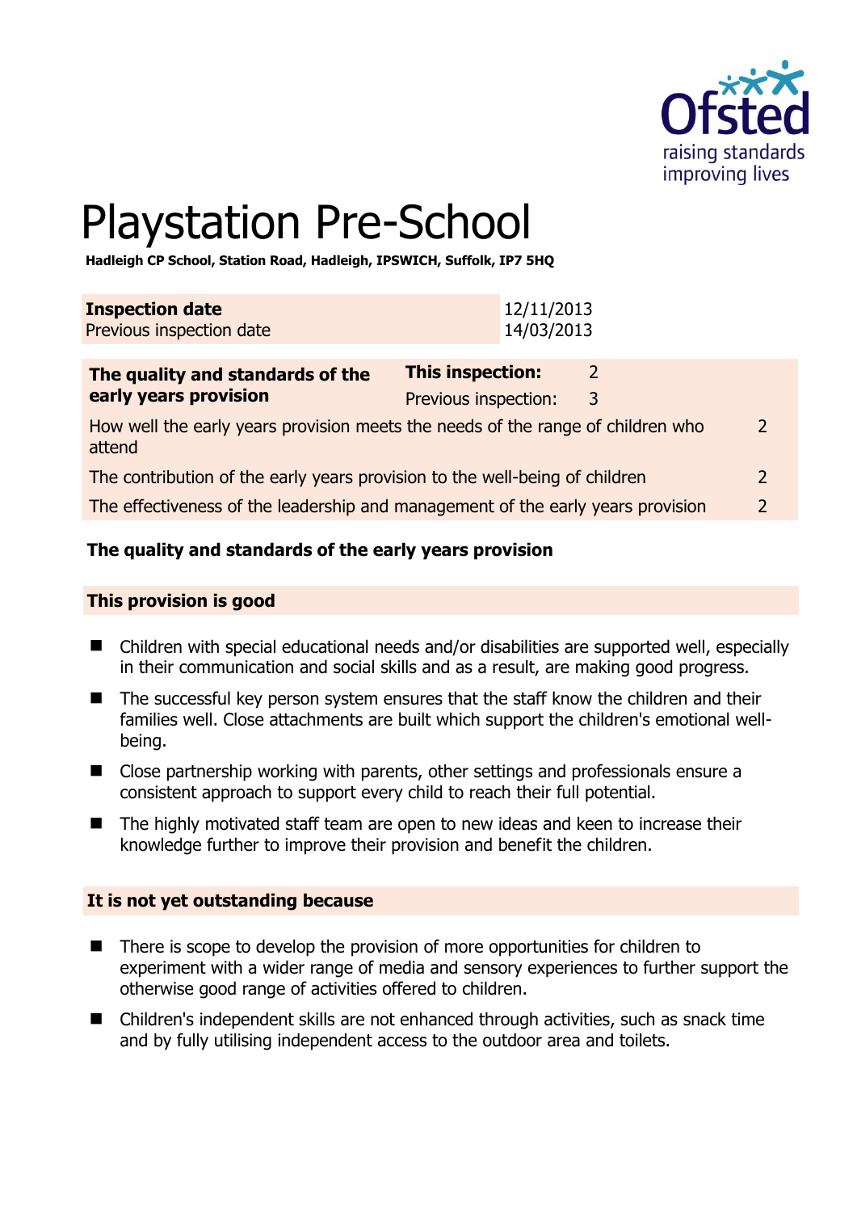# Playstation Pre-School

**Hadleigh CP School, Station Road, Hadleigh, IPSWICH, Suffolk, IP7 5HQ**

| | |
|---|---|
| **Inspection date** | 12/11/2013 |
| Previous inspection date | 14/03/2013 |

| **The quality and standards of the early years provision** | **This inspection:** | 2 |
|---|---|---|
| | Previous inspection: | 3 |
| How well the early years provision meets the needs of the range of children who attend | | 2 |
| The contribution of the early years provision to the well-being of children | | 2 |
| The effectiveness of the leadership and management of the early years provision | | 2 |

### The quality and standards of the early years provision

#### This provision is good

- Children with special educational needs and/or disabilities are supported well, especially in their communication and social skills and as a result, are making good progress.
- The successful key person system ensures that the staff know the children and their families well. Close attachments are built which support the children's emotional well-being.
- Close partnership working with parents, other settings and professionals ensure a consistent approach to support every child to reach their full potential.
- The highly motivated staff team are open to new ideas and keen to increase their knowledge further to improve their provision and benefit the children.

#### It is not yet outstanding because

- There is scope to develop the provision of more opportunities for children to experiment with a wider range of media and sensory experiences to further support the otherwise good range of activities offered to children.
- Children's independent skills are not enhanced through activities, such as snack time and by fully utilising independent access to the outdoor area and toilets.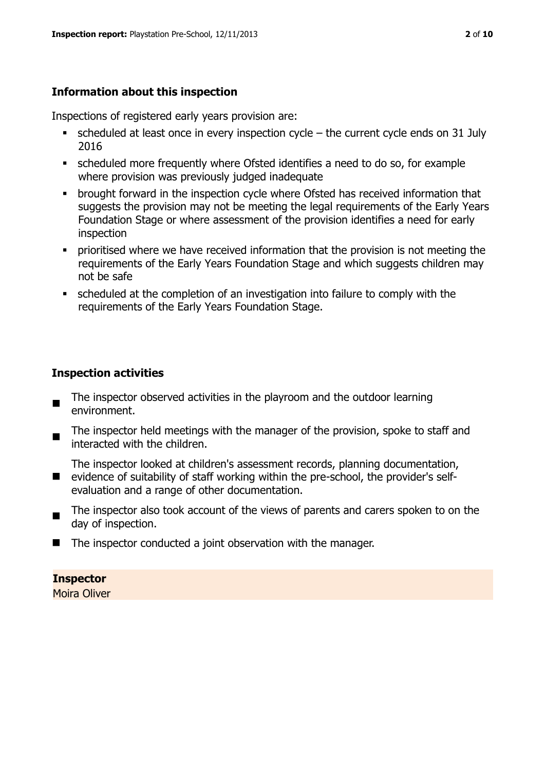### Information about this inspection

Inspections of registered early years provision are:

- scheduled at least once in every inspection cycle – the current cycle ends on 31 July 2016
- scheduled more frequently where Ofsted identifies a need to do so, for example where provision was previously judged inadequate
- brought forward in the inspection cycle where Ofsted has received information that suggests the provision may not be meeting the legal requirements of the Early Years Foundation Stage or where assessment of the provision identifies a need for early inspection
- prioritised where we have received information that the provision is not meeting the requirements of the Early Years Foundation Stage and which suggests children may not be safe
- scheduled at the completion of an investigation into failure to comply with the requirements of the Early Years Foundation Stage.

### Inspection activities

- The inspector observed activities in the playroom and the outdoor learning environment.
- The inspector held meetings with the manager of the provision, spoke to staff and interacted with the children.
- The inspector looked at children's assessment records, planning documentation, evidence of suitability of staff working within the pre-school, the provider's self-evaluation and a range of other documentation.
- The inspector also took account of the views of parents and carers spoken to on the day of inspection.
- The inspector conducted a joint observation with the manager.

**Inspector**
Moira Oliver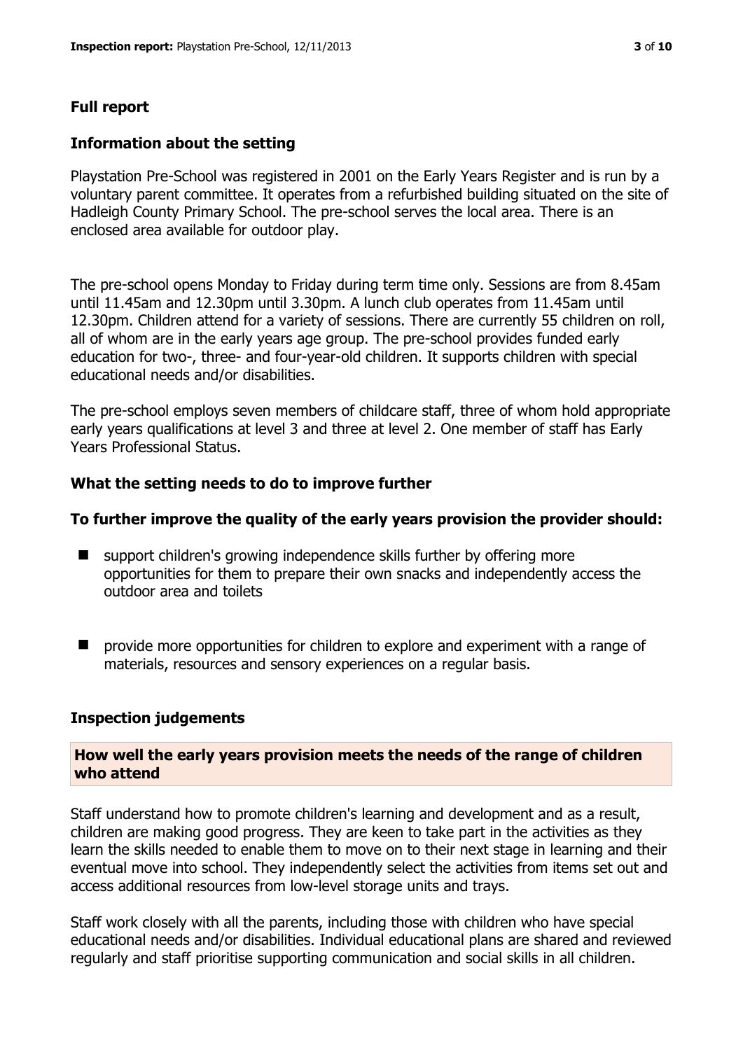## Full report

### Information about the setting

Playstation Pre-School was registered in 2001 on the Early Years Register and is run by a voluntary parent committee. It operates from a refurbished building situated on the site of Hadleigh County Primary School. The pre-school serves the local area. There is an enclosed area available for outdoor play.

The pre-school opens Monday to Friday during term time only. Sessions are from 8.45am until 11.45am and 12.30pm until 3.30pm. A lunch club operates from 11.45am until 12.30pm. Children attend for a variety of sessions. There are currently 55 children on roll, all of whom are in the early years age group. The pre-school provides funded early education for two-, three- and four-year-old children. It supports children with special educational needs and/or disabilities.

The pre-school employs seven members of childcare staff, three of whom hold appropriate early years qualifications at level 3 and three at level 2. One member of staff has Early Years Professional Status.

### What the setting needs to do to improve further

**To further improve the quality of the early years provision the provider should:**

- support children's growing independence skills further by offering more opportunities for them to prepare their own snacks and independently access the outdoor area and toilets
- provide more opportunities for children to explore and experiment with a range of materials, resources and sensory experiences on a regular basis.

### Inspection judgements

**How well the early years provision meets the needs of the range of children who attend**

Staff understand how to promote children's learning and development and as a result, children are making good progress. They are keen to take part in the activities as they learn the skills needed to enable them to move on to their next stage in learning and their eventual move into school. They independently select the activities from items set out and access additional resources from low-level storage units and trays.

Staff work closely with all the parents, including those with children who have special educational needs and/or disabilities. Individual educational plans are shared and reviewed regularly and staff prioritise supporting communication and social skills in all children.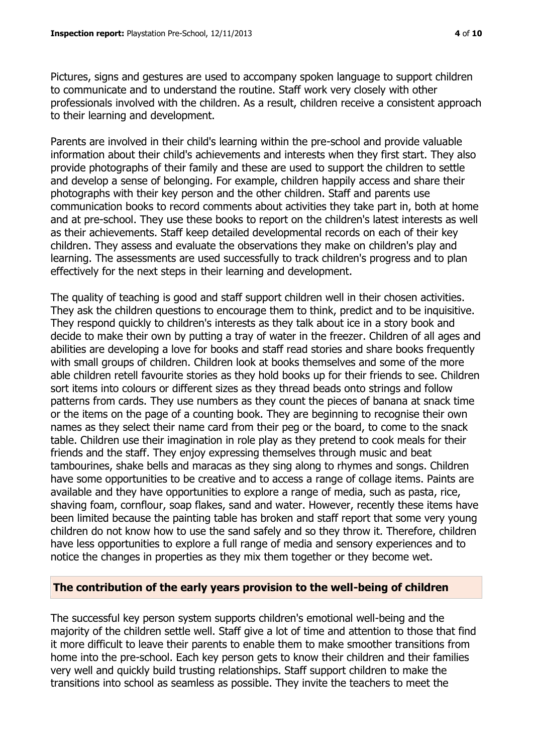Pictures, signs and gestures are used to accompany spoken language to support children to communicate and to understand the routine. Staff work very closely with other professionals involved with the children. As a result, children receive a consistent approach to their learning and development.

Parents are involved in their child's learning within the pre-school and provide valuable information about their child's achievements and interests when they first start. They also provide photographs of their family and these are used to support the children to settle and develop a sense of belonging. For example, children happily access and share their photographs with their key person and the other children. Staff and parents use communication books to record comments about activities they take part in, both at home and at pre-school. They use these books to report on the children's latest interests as well as their achievements. Staff keep detailed developmental records on each of their key children. They assess and evaluate the observations they make on children's play and learning. The assessments are used successfully to track children's progress and to plan effectively for the next steps in their learning and development.

The quality of teaching is good and staff support children well in their chosen activities. They ask the children questions to encourage them to think, predict and to be inquisitive. They respond quickly to children's interests as they talk about ice in a story book and decide to make their own by putting a tray of water in the freezer. Children of all ages and abilities are developing a love for books and staff read stories and share books frequently with small groups of children. Children look at books themselves and some of the more able children retell favourite stories as they hold books up for their friends to see. Children sort items into colours or different sizes as they thread beads onto strings and follow patterns from cards. They use numbers as they count the pieces of banana at snack time or the items on the page of a counting book. They are beginning to recognise their own names as they select their name card from their peg or the board, to come to the snack table. Children use their imagination in role play as they pretend to cook meals for their friends and the staff. They enjoy expressing themselves through music and beat tambourines, shake bells and maracas as they sing along to rhymes and songs. Children have some opportunities to be creative and to access a range of collage items. Paints are available and they have opportunities to explore a range of media, such as pasta, rice, shaving foam, cornflour, soap flakes, sand and water. However, recently these items have been limited because the painting table has broken and staff report that some very young children do not know how to use the sand safely and so they throw it. Therefore, children have less opportunities to explore a full range of media and sensory experiences and to notice the changes in properties as they mix them together or they become wet.

## The contribution of the early years provision to the well-being of children

The successful key person system supports children's emotional well-being and the majority of the children settle well. Staff give a lot of time and attention to those that find it more difficult to leave their parents to enable them to make smoother transitions from home into the pre-school. Each key person gets to know their children and their families very well and quickly build trusting relationships. Staff support children to make the transitions into school as seamless as possible. They invite the teachers to meet the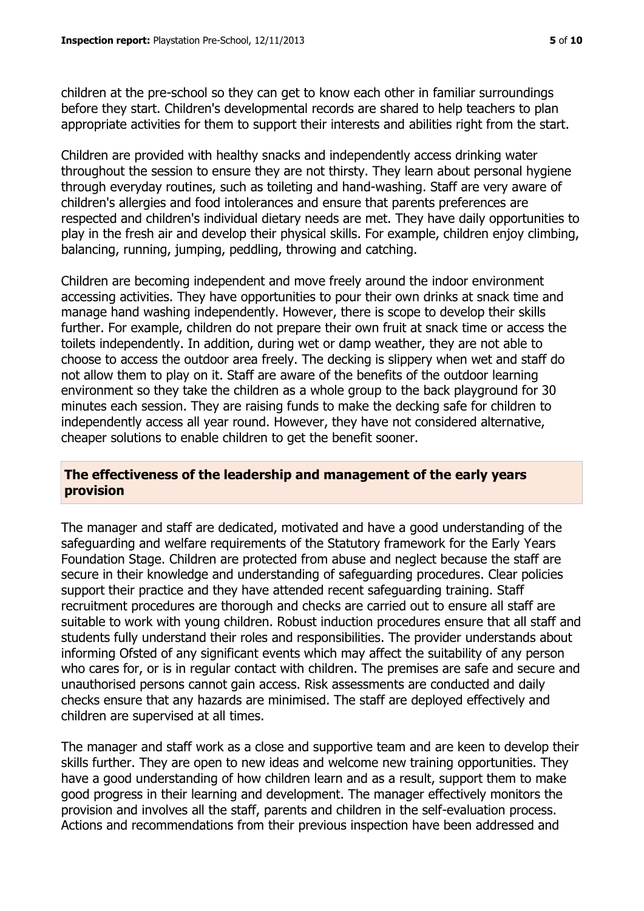children at the pre-school so they can get to know each other in familiar surroundings before they start. Children's developmental records are shared to help teachers to plan appropriate activities for them to support their interests and abilities right from the start.

Children are provided with healthy snacks and independently access drinking water throughout the session to ensure they are not thirsty. They learn about personal hygiene through everyday routines, such as toileting and hand-washing. Staff are very aware of children's allergies and food intolerances and ensure that parents preferences are respected and children's individual dietary needs are met. They have daily opportunities to play in the fresh air and develop their physical skills. For example, children enjoy climbing, balancing, running, jumping, peddling, throwing and catching.

Children are becoming independent and move freely around the indoor environment accessing activities. They have opportunities to pour their own drinks at snack time and manage hand washing independently. However, there is scope to develop their skills further. For example, children do not prepare their own fruit at snack time or access the toilets independently. In addition, during wet or damp weather, they are not able to choose to access the outdoor area freely. The decking is slippery when wet and staff do not allow them to play on it. Staff are aware of the benefits of the outdoor learning environment so they take the children as a whole group to the back playground for 30 minutes each session. They are raising funds to make the decking safe for children to independently access all year round. However, they have not considered alternative, cheaper solutions to enable children to get the benefit sooner.

## The effectiveness of the leadership and management of the early years provision

The manager and staff are dedicated, motivated and have a good understanding of the safeguarding and welfare requirements of the Statutory framework for the Early Years Foundation Stage. Children are protected from abuse and neglect because the staff are secure in their knowledge and understanding of safeguarding procedures. Clear policies support their practice and they have attended recent safeguarding training. Staff recruitment procedures are thorough and checks are carried out to ensure all staff are suitable to work with young children. Robust induction procedures ensure that all staff and students fully understand their roles and responsibilities. The provider understands about informing Ofsted of any significant events which may affect the suitability of any person who cares for, or is in regular contact with children. The premises are safe and secure and unauthorised persons cannot gain access. Risk assessments are conducted and daily checks ensure that any hazards are minimised. The staff are deployed effectively and children are supervised at all times.

The manager and staff work as a close and supportive team and are keen to develop their skills further. They are open to new ideas and welcome new training opportunities. They have a good understanding of how children learn and as a result, support them to make good progress in their learning and development. The manager effectively monitors the provision and involves all the staff, parents and children in the self-evaluation process. Actions and recommendations from their previous inspection have been addressed and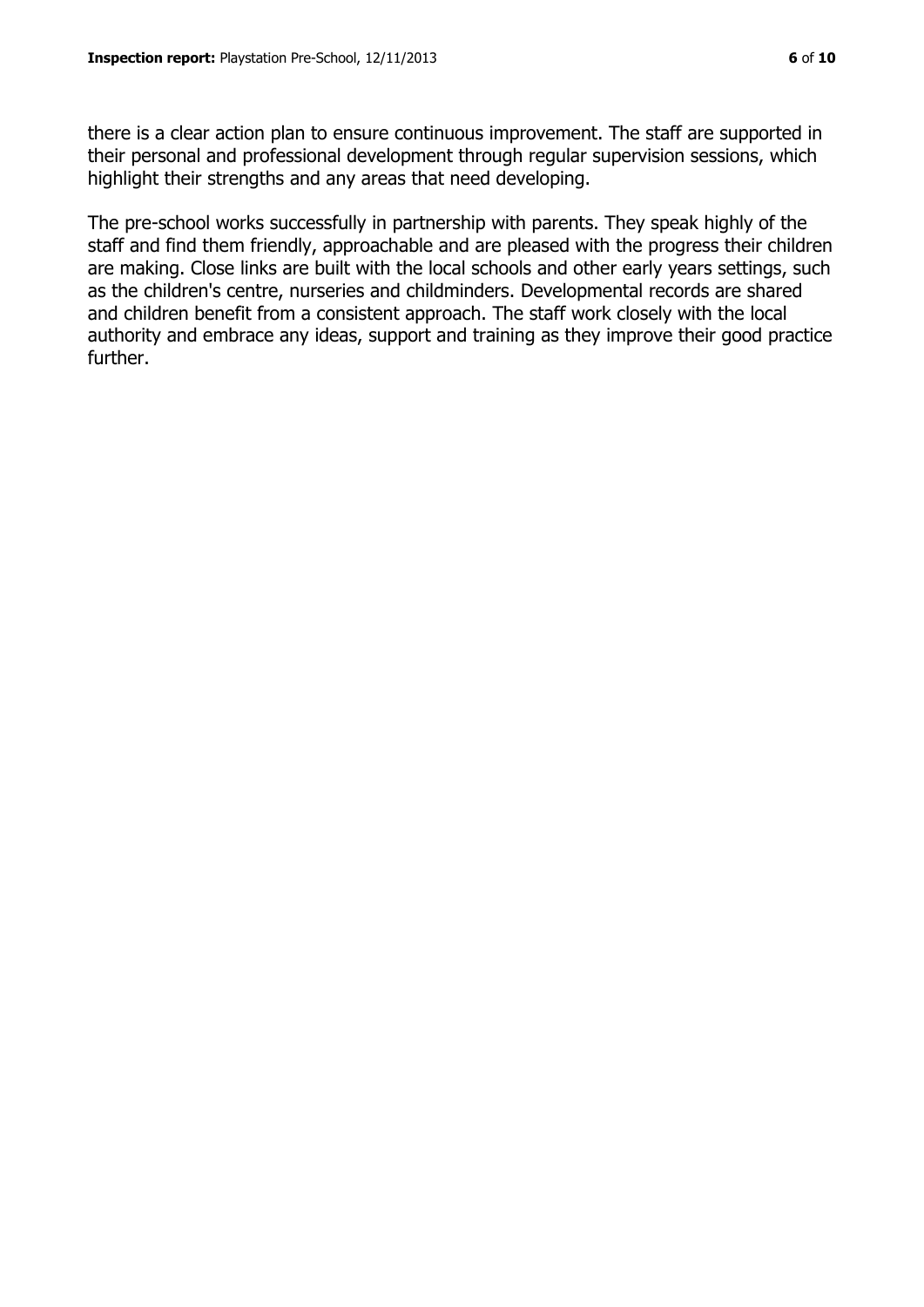there is a clear action plan to ensure continuous improvement. The staff are supported in their personal and professional development through regular supervision sessions, which highlight their strengths and any areas that need developing.

The pre-school works successfully in partnership with parents. They speak highly of the staff and find them friendly, approachable and are pleased with the progress their children are making. Close links are built with the local schools and other early years settings, such as the children's centre, nurseries and childminders. Developmental records are shared and children benefit from a consistent approach. The staff work closely with the local authority and embrace any ideas, support and training as they improve their good practice further.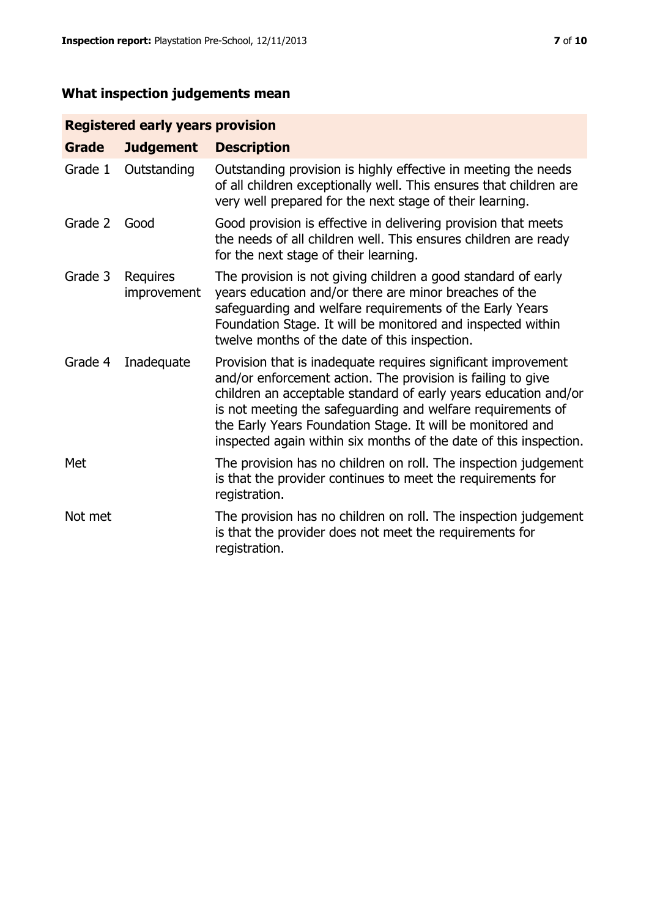## What inspection judgements mean

| Registered early years provision | | |
|---|---|---|
| **Grade** | **Judgement** | **Description** |
| Grade 1 | Outstanding | Outstanding provision is highly effective in meeting the needs of all children exceptionally well. This ensures that children are very well prepared for the next stage of their learning. |
| Grade 2 | Good | Good provision is effective in delivering provision that meets the needs of all children well. This ensures children are ready for the next stage of their learning. |
| Grade 3 | Requires improvement | The provision is not giving children a good standard of early years education and/or there are minor breaches of the safeguarding and welfare requirements of the Early Years Foundation Stage. It will be monitored and inspected within twelve months of the date of this inspection. |
| Grade 4 | Inadequate | Provision that is inadequate requires significant improvement and/or enforcement action. The provision is failing to give children an acceptable standard of early years education and/or is not meeting the safeguarding and welfare requirements of the Early Years Foundation Stage. It will be monitored and inspected again within six months of the date of this inspection. |
| Met | | The provision has no children on roll. The inspection judgement is that the provider continues to meet the requirements for registration. |
| Not met | | The provision has no children on roll. The inspection judgement is that the provider does not meet the requirements for registration. |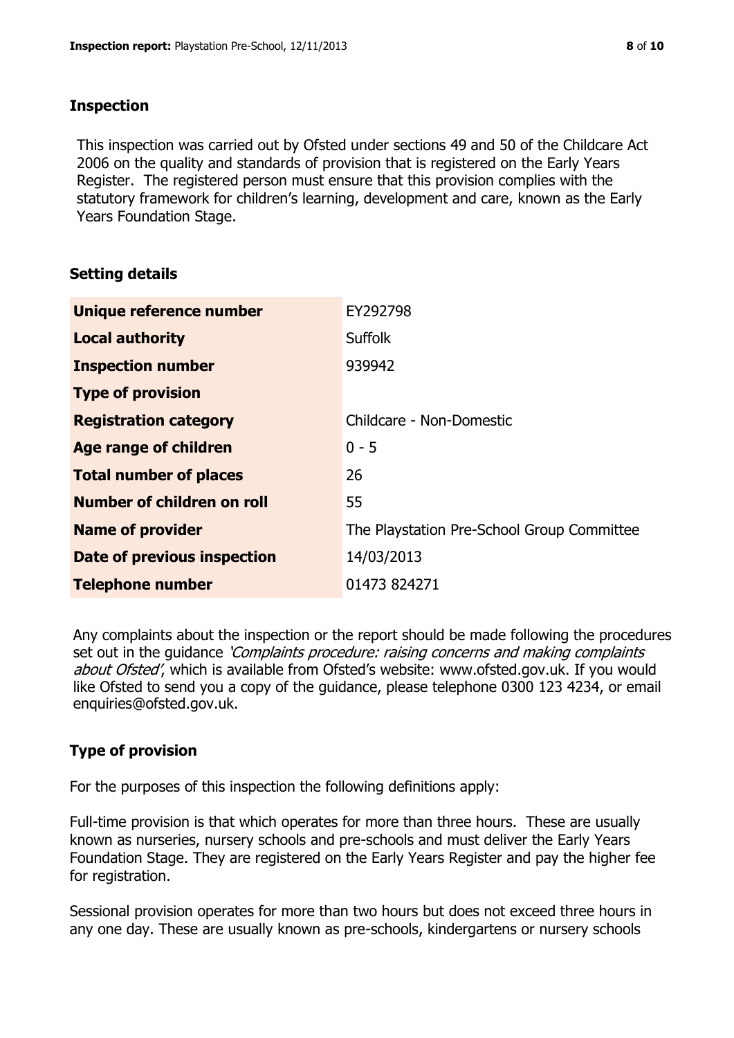## Inspection

This inspection was carried out by Ofsted under sections 49 and 50 of the Childcare Act 2006 on the quality and standards of provision that is registered on the Early Years Register. The registered person must ensure that this provision complies with the statutory framework for children's learning, development and care, known as the Early Years Foundation Stage.

## Setting details

| | |
|---|---|
| **Unique reference number** | EY292798 |
| **Local authority** | Suffolk |
| **Inspection number** | 939942 |
| **Type of provision** | |
| **Registration category** | Childcare - Non-Domestic |
| **Age range of children** | 0 - 5 |
| **Total number of places** | 26 |
| **Number of children on roll** | 55 |
| **Name of provider** | The Playstation Pre-School Group Committee |
| **Date of previous inspection** | 14/03/2013 |
| **Telephone number** | 01473 824271 |

Any complaints about the inspection or the report should be made following the procedures set out in the guidance *'Complaints procedure: raising concerns and making complaints about Ofsted'*, which is available from Ofsted's website: www.ofsted.gov.uk. If you would like Ofsted to send you a copy of the guidance, please telephone 0300 123 4234, or email enquiries@ofsted.gov.uk.

## Type of provision

For the purposes of this inspection the following definitions apply:

Full-time provision is that which operates for more than three hours. These are usually known as nurseries, nursery schools and pre-schools and must deliver the Early Years Foundation Stage. They are registered on the Early Years Register and pay the higher fee for registration.

Sessional provision operates for more than two hours but does not exceed three hours in any one day. These are usually known as pre-schools, kindergartens or nursery schools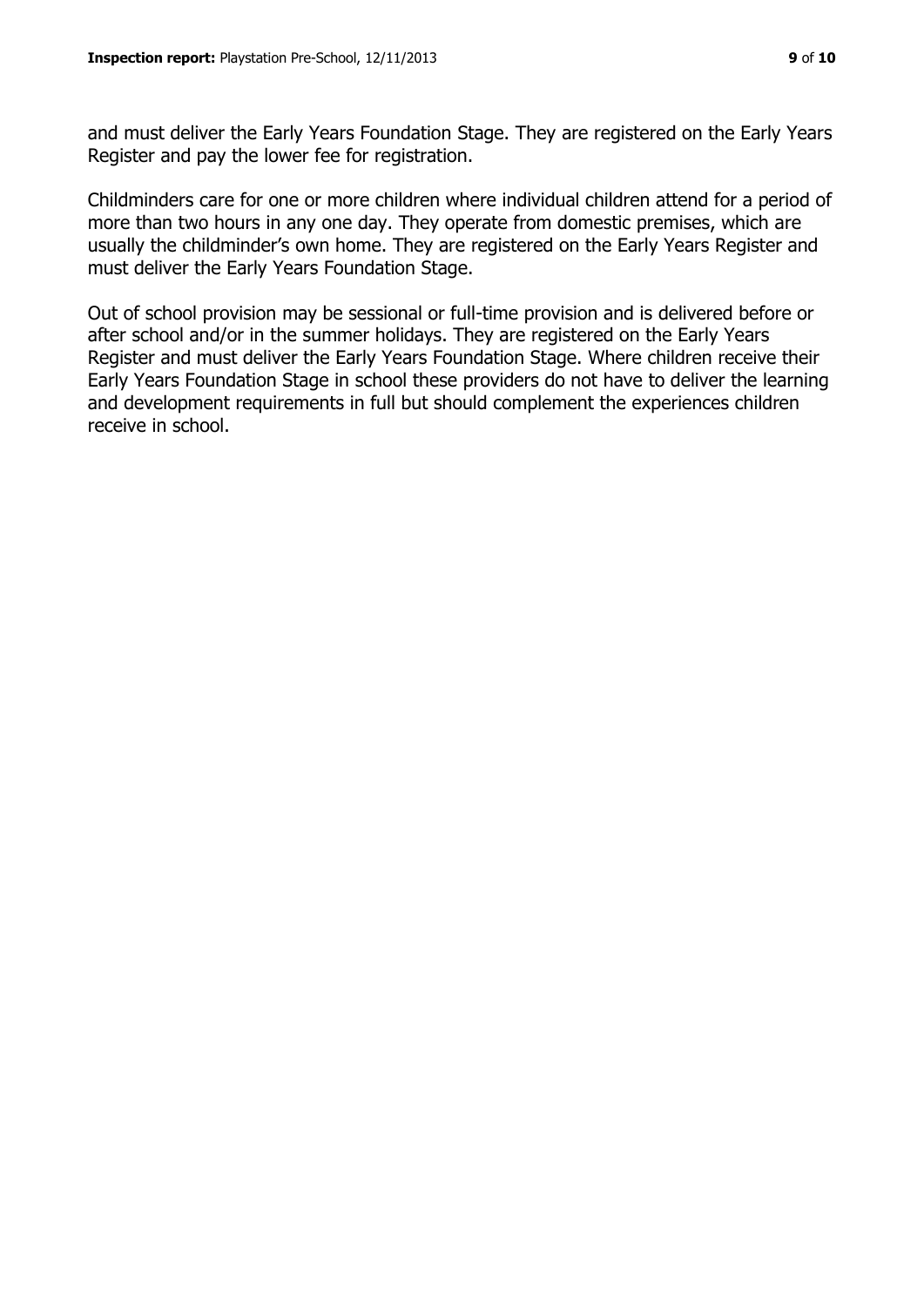and must deliver the Early Years Foundation Stage. They are registered on the Early Years Register and pay the lower fee for registration.

Childminders care for one or more children where individual children attend for a period of more than two hours in any one day. They operate from domestic premises, which are usually the childminder's own home. They are registered on the Early Years Register and must deliver the Early Years Foundation Stage.

Out of school provision may be sessional or full-time provision and is delivered before or after school and/or in the summer holidays. They are registered on the Early Years Register and must deliver the Early Years Foundation Stage. Where children receive their Early Years Foundation Stage in school these providers do not have to deliver the learning and development requirements in full but should complement the experiences children receive in school.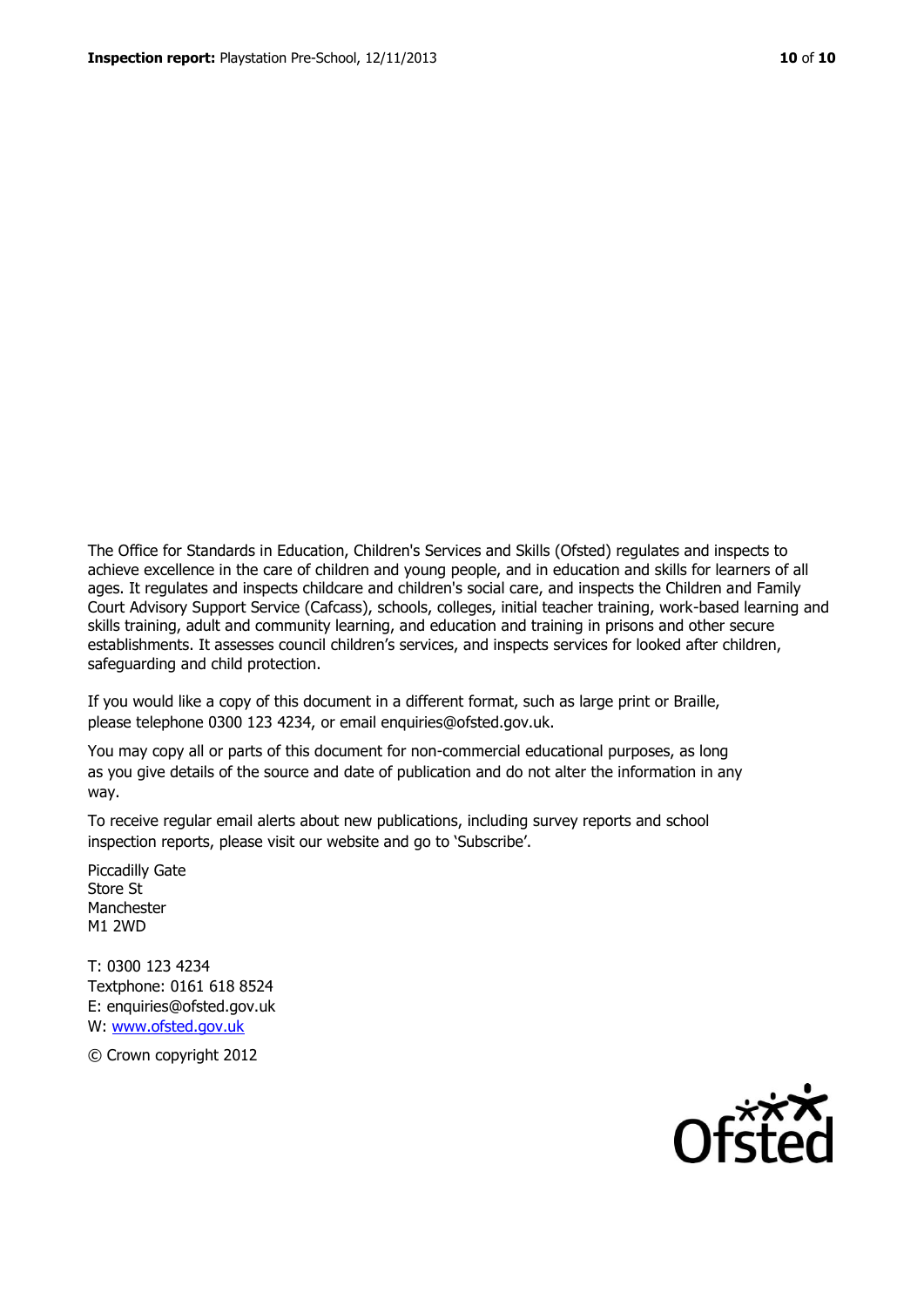The Office for Standards in Education, Children's Services and Skills (Ofsted) regulates and inspects to achieve excellence in the care of children and young people, and in education and skills for learners of all ages. It regulates and inspects childcare and children's social care, and inspects the Children and Family Court Advisory Support Service (Cafcass), schools, colleges, initial teacher training, work-based learning and skills training, adult and community learning, and education and training in prisons and other secure establishments. It assesses council children's services, and inspects services for looked after children, safeguarding and child protection.

If you would like a copy of this document in a different format, such as large print or Braille, please telephone 0300 123 4234, or email enquiries@ofsted.gov.uk.

You may copy all or parts of this document for non-commercial educational purposes, as long as you give details of the source and date of publication and do not alter the information in any way.

To receive regular email alerts about new publications, including survey reports and school inspection reports, please visit our website and go to 'Subscribe'.

Piccadilly Gate
Store St
Manchester
M1 2WD

T: 0300 123 4234
Textphone: 0161 618 8524
E: enquiries@ofsted.gov.uk
W: www.ofsted.gov.uk

© Crown copyright 2012

Ofsted